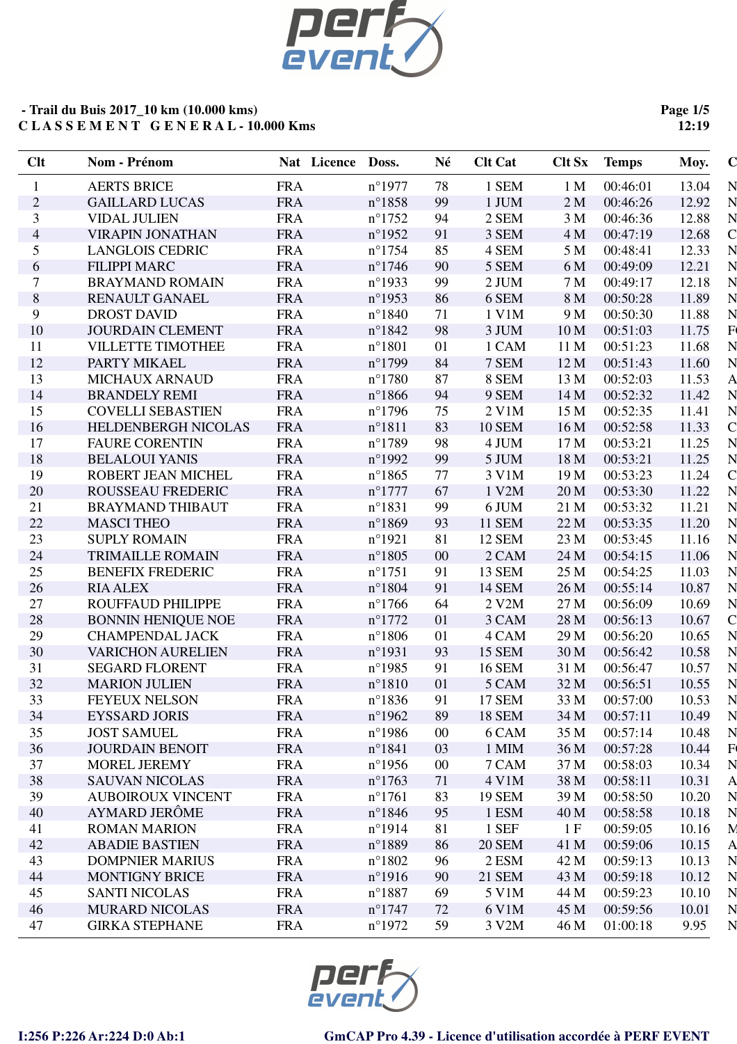**- Trail du Buis 2017_10 km (10.000 kms)**
**C L A S S E M E N T   G E N E R A L - 10.000 Kms**

| Clt | Nom - Prénom | Nat | Licence | Doss. | Né | Clt Cat | Clt Sx | Temps | Moy. | C |
|---|---|---|---|---|---|---|---|---|---|---|
| 1 | AERTS BRICE | FRA | | n°1977 | 78 | 1 SEM | 1 M | 00:46:01 | 13.04 | N |
| 2 | GAILLARD LUCAS | FRA | | n°1858 | 99 | 1 JUM | 2 M | 00:46:26 | 12.92 | N |
| 3 | VIDAL JULIEN | FRA | | n°1752 | 94 | 2 SEM | 3 M | 00:46:36 | 12.88 | N |
| 4 | VIRAPIN JONATHAN | FRA | | n°1952 | 91 | 3 SEM | 4 M | 00:47:19 | 12.68 | C |
| 5 | LANGLOIS CEDRIC | FRA | | n°1754 | 85 | 4 SEM | 5 M | 00:48:41 | 12.33 | N |
| 6 | FILIPPI MARC | FRA | | n°1746 | 90 | 5 SEM | 6 M | 00:49:09 | 12.21 | N |
| 7 | BRAYMAND ROMAIN | FRA | | n°1933 | 99 | 2 JUM | 7 M | 00:49:17 | 12.18 | N |
| 8 | RENAULT GANAEL | FRA | | n°1953 | 86 | 6 SEM | 8 M | 00:50:28 | 11.89 | N |
| 9 | DROST DAVID | FRA | | n°1840 | 71 | 1 V1M | 9 M | 00:50:30 | 11.88 | N |
| 10 | JOURDAIN CLEMENT | FRA | | n°1842 | 98 | 3 JUM | 10 M | 00:51:03 | 11.75 | F |
| 11 | VILLETTE TIMOTHEE | FRA | | n°1801 | 01 | 1 CAM | 11 M | 00:51:23 | 11.68 | N |
| 12 | PARTY MIKAEL | FRA | | n°1799 | 84 | 7 SEM | 12 M | 00:51:43 | 11.60 | N |
| 13 | MICHAUX ARNAUD | FRA | | n°1780 | 87 | 8 SEM | 13 M | 00:52:03 | 11.53 | A |
| 14 | BRANDELY REMI | FRA | | n°1866 | 94 | 9 SEM | 14 M | 00:52:32 | 11.42 | N |
| 15 | COVELLI SEBASTIEN | FRA | | n°1796 | 75 | 2 V1M | 15 M | 00:52:35 | 11.41 | N |
| 16 | HELDENBERGH NICOLAS | FRA | | n°1811 | 83 | 10 SEM | 16 M | 00:52:58 | 11.33 | C |
| 17 | FAURE CORENTIN | FRA | | n°1789 | 98 | 4 JUM | 17 M | 00:53:21 | 11.25 | N |
| 18 | BELALOUI YANIS | FRA | | n°1992 | 99 | 5 JUM | 18 M | 00:53:21 | 11.25 | N |
| 19 | ROBERT JEAN MICHEL | FRA | | n°1865 | 77 | 3 V1M | 19 M | 00:53:23 | 11.24 | C |
| 20 | ROUSSEAU FREDERIC | FRA | | n°1777 | 67 | 1 V2M | 20 M | 00:53:30 | 11.22 | N |
| 21 | BRAYMAND THIBAUT | FRA | | n°1831 | 99 | 6 JUM | 21 M | 00:53:32 | 11.21 | N |
| 22 | MASCI THEO | FRA | | n°1869 | 93 | 11 SEM | 22 M | 00:53:35 | 11.20 | N |
| 23 | SUPLY ROMAIN | FRA | | n°1921 | 81 | 12 SEM | 23 M | 00:53:45 | 11.16 | N |
| 24 | TRIMAILLE ROMAIN | FRA | | n°1805 | 00 | 2 CAM | 24 M | 00:54:15 | 11.06 | N |
| 25 | BENEFIX FREDERIC | FRA | | n°1751 | 91 | 13 SEM | 25 M | 00:54:25 | 11.03 | N |
| 26 | RIA ALEX | FRA | | n°1804 | 91 | 14 SEM | 26 M | 00:55:14 | 10.87 | N |
| 27 | ROUFFAUD PHILIPPE | FRA | | n°1766 | 64 | 2 V2M | 27 M | 00:56:09 | 10.69 | N |
| 28 | BONNIN HENIQUE NOE | FRA | | n°1772 | 01 | 3 CAM | 28 M | 00:56:13 | 10.67 | C |
| 29 | CHAMPENDAL JACK | FRA | | n°1806 | 01 | 4 CAM | 29 M | 00:56:20 | 10.65 | N |
| 30 | VARICHON AURELIEN | FRA | | n°1931 | 93 | 15 SEM | 30 M | 00:56:42 | 10.58 | N |
| 31 | SEGARD FLORENT | FRA | | n°1985 | 91 | 16 SEM | 31 M | 00:56:47 | 10.57 | N |
| 32 | MARION JULIEN | FRA | | n°1810 | 01 | 5 CAM | 32 M | 00:56:51 | 10.55 | N |
| 33 | FEYEUX NELSON | FRA | | n°1836 | 91 | 17 SEM | 33 M | 00:57:00 | 10.53 | N |
| 34 | EYSSARD JORIS | FRA | | n°1962 | 89 | 18 SEM | 34 M | 00:57:11 | 10.49 | N |
| 35 | JOST SAMUEL | FRA | | n°1986 | 00 | 6 CAM | 35 M | 00:57:14 | 10.48 | N |
| 36 | JOURDAIN BENOIT | FRA | | n°1841 | 03 | 1 MIM | 36 M | 00:57:28 | 10.44 | F |
| 37 | MOREL JEREMY | FRA | | n°1956 | 00 | 7 CAM | 37 M | 00:58:03 | 10.34 | N |
| 38 | SAUVAN NICOLAS | FRA | | n°1763 | 71 | 4 V1M | 38 M | 00:58:11 | 10.31 | A |
| 39 | AUBOIROUX VINCENT | FRA | | n°1761 | 83 | 19 SEM | 39 M | 00:58:50 | 10.20 | N |
| 40 | AYMARD JERÔME | FRA | | n°1846 | 95 | 1 ESM | 40 M | 00:58:58 | 10.18 | N |
| 41 | ROMAN MARION | FRA | | n°1914 | 81 | 1 SEF | 1 F | 00:59:05 | 10.16 | M |
| 42 | ABADIE BASTIEN | FRA | | n°1889 | 86 | 20 SEM | 41 M | 00:59:06 | 10.15 | A |
| 43 | DOMPNIER MARIUS | FRA | | n°1802 | 96 | 2 ESM | 42 M | 00:59:13 | 10.13 | N |
| 44 | MONTIGNY BRICE | FRA | | n°1916 | 90 | 21 SEM | 43 M | 00:59:18 | 10.12 | N |
| 45 | SANTI NICOLAS | FRA | | n°1887 | 69 | 5 V1M | 44 M | 00:59:23 | 10.10 | N |
| 46 | MURARD NICOLAS | FRA | | n°1747 | 72 | 6 V1M | 45 M | 00:59:56 | 10.01 | N |
| 47 | GIRKA STEPHANE | FRA | | n°1972 | 59 | 3 V2M | 46 M | 01:00:18 | 9.95 | N |

I:256 P:226 Ar:224 D:0 Ab:1

GmCAP Pro 4.39 - Licence d'utilisation accordée à PERF EVENT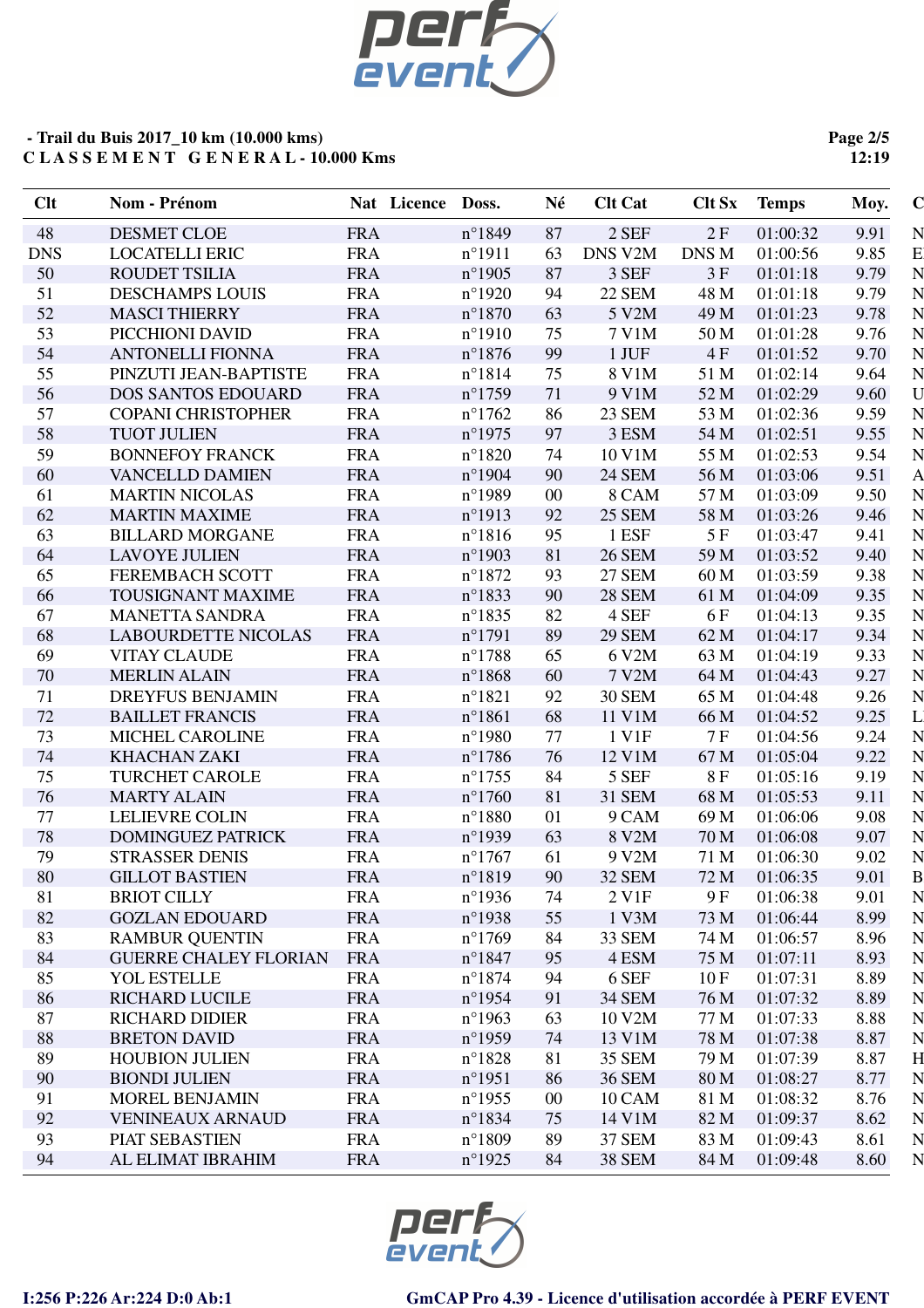**- Trail du Buis 2017_10 km (10.000 kms)**
**C L A S S E M E N T   G E N E R A L - 10.000 Kms**

| Clt | Nom - Prénom | Nat | Licence | Doss. | Né | Clt Cat | Clt Sx | Temps | Moy. | C |
|---|---|---|---|---|---|---|---|---|---|---|
| 48 | DESMET CLOE | FRA | | n°1849 | 87 | 2 SEF | 2 F | 01:00:32 | 9.91 | N |
| DNS | LOCATELLI ERIC | FRA | | n°1911 | 63 | DNS V2M | DNS M | 01:00:56 | 9.85 | E |
| 50 | ROUDET TSILIA | FRA | | n°1905 | 87 | 3 SEF | 3 F | 01:01:18 | 9.79 | N |
| 51 | DESCHAMPS LOUIS | FRA | | n°1920 | 94 | 22 SEM | 48 M | 01:01:18 | 9.79 | N |
| 52 | MASCI THIERRY | FRA | | n°1870 | 63 | 5 V2M | 49 M | 01:01:23 | 9.78 | N |
| 53 | PICCHIONI DAVID | FRA | | n°1910 | 75 | 7 V1M | 50 M | 01:01:28 | 9.76 | N |
| 54 | ANTONELLI FIONNA | FRA | | n°1876 | 99 | 1 JUF | 4 F | 01:01:52 | 9.70 | N |
| 55 | PINZUTI JEAN-BAPTISTE | FRA | | n°1814 | 75 | 8 V1M | 51 M | 01:02:14 | 9.64 | N |
| 56 | DOS SANTOS EDOUARD | FRA | | n°1759 | 71 | 9 V1M | 52 M | 01:02:29 | 9.60 | U |
| 57 | COPANI CHRISTOPHER | FRA | | n°1762 | 86 | 23 SEM | 53 M | 01:02:36 | 9.59 | N |
| 58 | TUOT JULIEN | FRA | | n°1975 | 97 | 3 ESM | 54 M | 01:02:51 | 9.55 | N |
| 59 | BONNEFOY FRANCK | FRA | | n°1820 | 74 | 10 V1M | 55 M | 01:02:53 | 9.54 | N |
| 60 | VANCELLD DAMIEN | FRA | | n°1904 | 90 | 24 SEM | 56 M | 01:03:06 | 9.51 | A |
| 61 | MARTIN NICOLAS | FRA | | n°1989 | 00 | 8 CAM | 57 M | 01:03:09 | 9.50 | N |
| 62 | MARTIN MAXIME | FRA | | n°1913 | 92 | 25 SEM | 58 M | 01:03:26 | 9.46 | N |
| 63 | BILLARD MORGANE | FRA | | n°1816 | 95 | 1 ESF | 5 F | 01:03:47 | 9.41 | N |
| 64 | LAVOYE JULIEN | FRA | | n°1903 | 81 | 26 SEM | 59 M | 01:03:52 | 9.40 | N |
| 65 | FEREMBACH SCOTT | FRA | | n°1872 | 93 | 27 SEM | 60 M | 01:03:59 | 9.38 | N |
| 66 | TOUSIGNANT MAXIME | FRA | | n°1833 | 90 | 28 SEM | 61 M | 01:04:09 | 9.35 | N |
| 67 | MANETTA SANDRA | FRA | | n°1835 | 82 | 4 SEF | 6 F | 01:04:13 | 9.35 | N |
| 68 | LABOURDETTE NICOLAS | FRA | | n°1791 | 89 | 29 SEM | 62 M | 01:04:17 | 9.34 | N |
| 69 | VITAY CLAUDE | FRA | | n°1788 | 65 | 6 V2M | 63 M | 01:04:19 | 9.33 | N |
| 70 | MERLIN ALAIN | FRA | | n°1868 | 60 | 7 V2M | 64 M | 01:04:43 | 9.27 | N |
| 71 | DREYFUS BENJAMIN | FRA | | n°1821 | 92 | 30 SEM | 65 M | 01:04:48 | 9.26 | N |
| 72 | BAILLET FRANCIS | FRA | | n°1861 | 68 | 11 V1M | 66 M | 01:04:52 | 9.25 | L |
| 73 | MICHEL CAROLINE | FRA | | n°1980 | 77 | 1 V1F | 7 F | 01:04:56 | 9.24 | N |
| 74 | KHACHAN ZAKI | FRA | | n°1786 | 76 | 12 V1M | 67 M | 01:05:04 | 9.22 | N |
| 75 | TURCHET CAROLE | FRA | | n°1755 | 84 | 5 SEF | 8 F | 01:05:16 | 9.19 | N |
| 76 | MARTY ALAIN | FRA | | n°1760 | 81 | 31 SEM | 68 M | 01:05:53 | 9.11 | N |
| 77 | LELIEVRE COLIN | FRA | | n°1880 | 01 | 9 CAM | 69 M | 01:06:06 | 9.08 | N |
| 78 | DOMINGUEZ PATRICK | FRA | | n°1939 | 63 | 8 V2M | 70 M | 01:06:08 | 9.07 | N |
| 79 | STRASSER DENIS | FRA | | n°1767 | 61 | 9 V2M | 71 M | 01:06:30 | 9.02 | N |
| 80 | GILLOT BASTIEN | FRA | | n°1819 | 90 | 32 SEM | 72 M | 01:06:35 | 9.01 | B |
| 81 | BRIOT CILLY | FRA | | n°1936 | 74 | 2 V1F | 9 F | 01:06:38 | 9.01 | N |
| 82 | GOZLAN EDOUARD | FRA | | n°1938 | 55 | 1 V3M | 73 M | 01:06:44 | 8.99 | N |
| 83 | RAMBUR QUENTIN | FRA | | n°1769 | 84 | 33 SEM | 74 M | 01:06:57 | 8.96 | N |
| 84 | GUERRE CHALEY FLORIAN | FRA | | n°1847 | 95 | 4 ESM | 75 M | 01:07:11 | 8.93 | N |
| 85 | YOL ESTELLE | FRA | | n°1874 | 94 | 6 SEF | 10 F | 01:07:31 | 8.89 | N |
| 86 | RICHARD LUCILE | FRA | | n°1954 | 91 | 34 SEM | 76 M | 01:07:32 | 8.89 | N |
| 87 | RICHARD DIDIER | FRA | | n°1963 | 63 | 10 V2M | 77 M | 01:07:33 | 8.88 | N |
| 88 | BRETON DAVID | FRA | | n°1959 | 74 | 13 V1M | 78 M | 01:07:38 | 8.87 | N |
| 89 | HOUBION JULIEN | FRA | | n°1828 | 81 | 35 SEM | 79 M | 01:07:39 | 8.87 | H |
| 90 | BIONDI JULIEN | FRA | | n°1951 | 86 | 36 SEM | 80 M | 01:08:27 | 8.77 | N |
| 91 | MOREL BENJAMIN | FRA | | n°1955 | 00 | 10 CAM | 81 M | 01:08:32 | 8.76 | N |
| 92 | VENINEAUX ARNAUD | FRA | | n°1834 | 75 | 14 V1M | 82 M | 01:09:37 | 8.62 | N |
| 93 | PIAT SEBASTIEN | FRA | | n°1809 | 89 | 37 SEM | 83 M | 01:09:43 | 8.61 | N |
| 94 | AL ELIMAT IBRAHIM | FRA | | n°1925 | 84 | 38 SEM | 84 M | 01:09:48 | 8.60 | N |

I:256 P:226 Ar:224 D:0 Ab:1    GmCAP Pro 4.39 - Licence d'utilisation accordée à PERF EVENT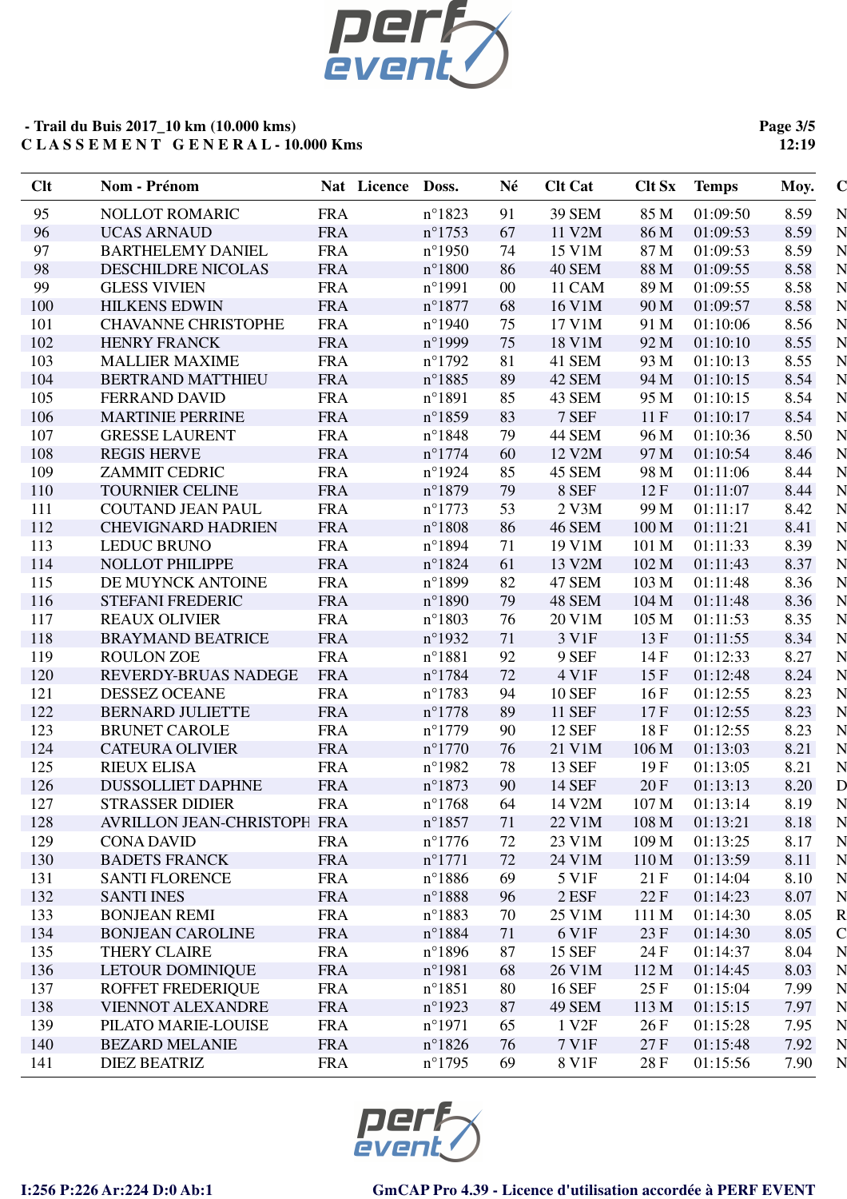**- Trail du Buis 2017_10 km (10.000 kms)**
**C L A S S E M E N T G E N E R A L - 10.000 Kms**

| Clt | Nom - Prénom | Nat | Licence | Doss. | Né | Clt Cat | Clt Sx | Temps | Moy. | C |
|---|---|---|---|---|---|---|---|---|---|---|
| 95 | NOLLOT ROMARIC | FRA | | n°1823 | 91 | 39 SEM | 85 M | 01:09:50 | 8.59 | N |
| 96 | UCAS ARNAUD | FRA | | n°1753 | 67 | 11 V2M | 86 M | 01:09:53 | 8.59 | N |
| 97 | BARTHELEMY DANIEL | FRA | | n°1950 | 74 | 15 V1M | 87 M | 01:09:53 | 8.59 | N |
| 98 | DESCHILDRE NICOLAS | FRA | | n°1800 | 86 | 40 SEM | 88 M | 01:09:55 | 8.58 | N |
| 99 | GLESS VIVIEN | FRA | | n°1991 | 00 | 11 CAM | 89 M | 01:09:55 | 8.58 | N |
| 100 | HILKENS EDWIN | FRA | | n°1877 | 68 | 16 V1M | 90 M | 01:09:57 | 8.58 | N |
| 101 | CHAVANNE CHRISTOPHE | FRA | | n°1940 | 75 | 17 V1M | 91 M | 01:10:06 | 8.56 | N |
| 102 | HENRY FRANCK | FRA | | n°1999 | 75 | 18 V1M | 92 M | 01:10:10 | 8.55 | N |
| 103 | MALLIER MAXIME | FRA | | n°1792 | 81 | 41 SEM | 93 M | 01:10:13 | 8.55 | N |
| 104 | BERTRAND MATTHIEU | FRA | | n°1885 | 89 | 42 SEM | 94 M | 01:10:15 | 8.54 | N |
| 105 | FERRAND DAVID | FRA | | n°1891 | 85 | 43 SEM | 95 M | 01:10:15 | 8.54 | N |
| 106 | MARTINIE PERRINE | FRA | | n°1859 | 83 | 7 SEF | 11 F | 01:10:17 | 8.54 | N |
| 107 | GRESSE LAURENT | FRA | | n°1848 | 79 | 44 SEM | 96 M | 01:10:36 | 8.50 | N |
| 108 | REGIS HERVE | FRA | | n°1774 | 60 | 12 V2M | 97 M | 01:10:54 | 8.46 | N |
| 109 | ZAMMIT CEDRIC | FRA | | n°1924 | 85 | 45 SEM | 98 M | 01:11:06 | 8.44 | N |
| 110 | TOURNIER CELINE | FRA | | n°1879 | 79 | 8 SEF | 12 F | 01:11:07 | 8.44 | N |
| 111 | COUTAND JEAN PAUL | FRA | | n°1773 | 53 | 2 V3M | 99 M | 01:11:17 | 8.42 | N |
| 112 | CHEVIGNARD HADRIEN | FRA | | n°1808 | 86 | 46 SEM | 100 M | 01:11:21 | 8.41 | N |
| 113 | LEDUC BRUNO | FRA | | n°1894 | 71 | 19 V1M | 101 M | 01:11:33 | 8.39 | N |
| 114 | NOLLOT PHILIPPE | FRA | | n°1824 | 61 | 13 V2M | 102 M | 01:11:43 | 8.37 | N |
| 115 | DE MUYNCK ANTOINE | FRA | | n°1899 | 82 | 47 SEM | 103 M | 01:11:48 | 8.36 | N |
| 116 | STEFANI FREDERIC | FRA | | n°1890 | 79 | 48 SEM | 104 M | 01:11:48 | 8.36 | N |
| 117 | REAUX OLIVIER | FRA | | n°1803 | 76 | 20 V1M | 105 M | 01:11:53 | 8.35 | N |
| 118 | BRAYMAND BEATRICE | FRA | | n°1932 | 71 | 3 V1F | 13 F | 01:11:55 | 8.34 | N |
| 119 | ROULON ZOE | FRA | | n°1881 | 92 | 9 SEF | 14 F | 01:12:33 | 8.27 | N |
| 120 | REVERDY-BRUAS NADEGE | FRA | | n°1784 | 72 | 4 V1F | 15 F | 01:12:48 | 8.24 | N |
| 121 | DESSEZ OCEANE | FRA | | n°1783 | 94 | 10 SEF | 16 F | 01:12:55 | 8.23 | N |
| 122 | BERNARD JULIETTE | FRA | | n°1778 | 89 | 11 SEF | 17 F | 01:12:55 | 8.23 | N |
| 123 | BRUNET CAROLE | FRA | | n°1779 | 90 | 12 SEF | 18 F | 01:12:55 | 8.23 | N |
| 124 | CATEURA OLIVIER | FRA | | n°1770 | 76 | 21 V1M | 106 M | 01:13:03 | 8.21 | N |
| 125 | RIEUX ELISA | FRA | | n°1982 | 78 | 13 SEF | 19 F | 01:13:05 | 8.21 | N |
| 126 | DUSSOLLIET DAPHNE | FRA | | n°1873 | 90 | 14 SEF | 20 F | 01:13:13 | 8.20 | D |
| 127 | STRASSER DIDIER | FRA | | n°1768 | 64 | 14 V2M | 107 M | 01:13:14 | 8.19 | N |
| 128 | AVRILLON JEAN-CHRISTOPH | FRA | | n°1857 | 71 | 22 V1M | 108 M | 01:13:21 | 8.18 | N |
| 129 | CONA DAVID | FRA | | n°1776 | 72 | 23 V1M | 109 M | 01:13:25 | 8.17 | N |
| 130 | BADETS FRANCK | FRA | | n°1771 | 72 | 24 V1M | 110 M | 01:13:59 | 8.11 | N |
| 131 | SANTI FLORENCE | FRA | | n°1886 | 69 | 5 V1F | 21 F | 01:14:04 | 8.10 | N |
| 132 | SANTI INES | FRA | | n°1888 | 96 | 2 ESF | 22 F | 01:14:23 | 8.07 | N |
| 133 | BONJEAN REMI | FRA | | n°1883 | 70 | 25 V1M | 111 M | 01:14:30 | 8.05 | R |
| 134 | BONJEAN CAROLINE | FRA | | n°1884 | 71 | 6 V1F | 23 F | 01:14:30 | 8.05 | C |
| 135 | THERY CLAIRE | FRA | | n°1896 | 87 | 15 SEF | 24 F | 01:14:37 | 8.04 | N |
| 136 | LETOUR DOMINIQUE | FRA | | n°1981 | 68 | 26 V1M | 112 M | 01:14:45 | 8.03 | N |
| 137 | ROFFET FREDERIQUE | FRA | | n°1851 | 80 | 16 SEF | 25 F | 01:15:04 | 7.99 | N |
| 138 | VIENNOT ALEXANDRE | FRA | | n°1923 | 87 | 49 SEM | 113 M | 01:15:15 | 7.97 | N |
| 139 | PILATO MARIE-LOUISE | FRA | | n°1971 | 65 | 1 V2F | 26 F | 01:15:28 | 7.95 | N |
| 140 | BEZARD MELANIE | FRA | | n°1826 | 76 | 7 V1F | 27 F | 01:15:48 | 7.92 | N |
| 141 | DIEZ BEATRIZ | FRA | | n°1795 | 69 | 8 V1F | 28 F | 01:15:56 | 7.90 | N |

I:256 P:226 Ar:224 D:0 Ab:1

GmCAP Pro 4.39 - Licence d'utilisation accordée à PERF EVENT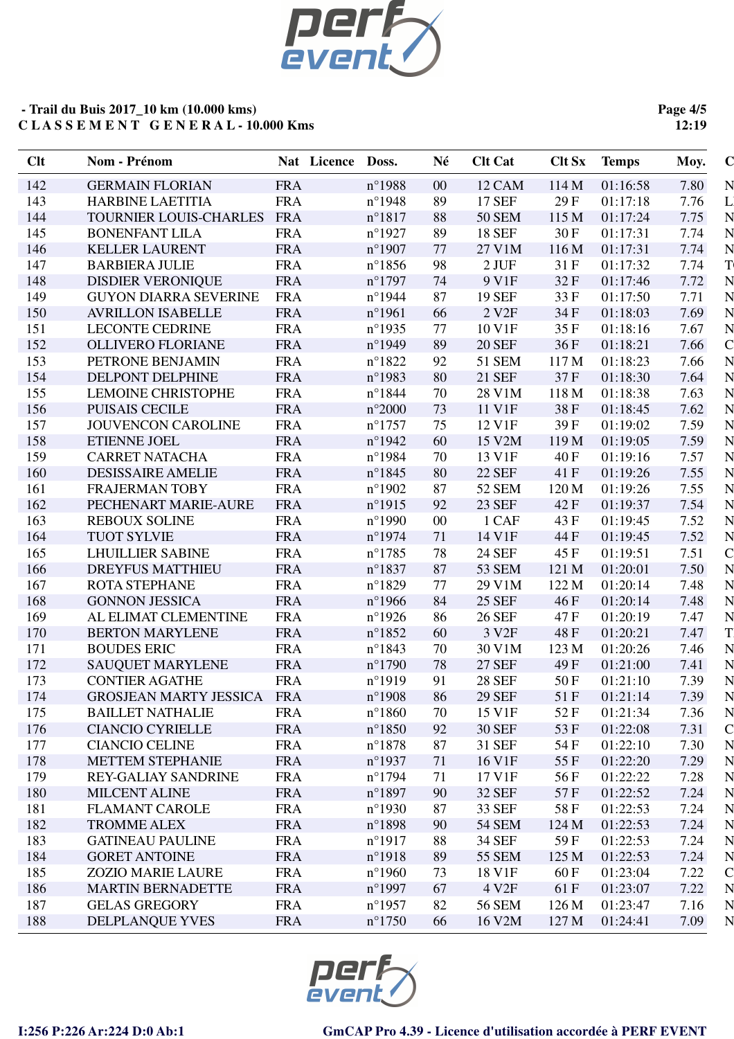- Trail du Buis 2017_10 km (10.000 kms)
**C L A S S E M E N T   G E N E R A L - 10.000 Kms**

| Clt | Nom - Prénom | Nat | Licence | Doss. | Né | Clt Cat | Clt Sx | Temps | Moy. | C |
|---|---|---|---|---|---|---|---|---|---|---|
| 142 | GERMAIN FLORIAN | FRA | | n°1988 | 00 | 12 CAM | 114 M | 01:16:58 | 7.80 | N |
| 143 | HARBINE LAETITIA | FRA | | n°1948 | 89 | 17 SEF | 29 F | 01:17:18 | 7.76 | L |
| 144 | TOURNIER LOUIS-CHARLES | FRA | | n°1817 | 88 | 50 SEM | 115 M | 01:17:24 | 7.75 | N |
| 145 | BONENFANT LILA | FRA | | n°1927 | 89 | 18 SEF | 30 F | 01:17:31 | 7.74 | N |
| 146 | KELLER LAURENT | FRA | | n°1907 | 77 | 27 V1M | 116 M | 01:17:31 | 7.74 | N |
| 147 | BARBIERA JULIE | FRA | | n°1856 | 98 | 2 JUF | 31 F | 01:17:32 | 7.74 | T |
| 148 | DISDIER VERONIQUE | FRA | | n°1797 | 74 | 9 V1F | 32 F | 01:17:46 | 7.72 | N |
| 149 | GUYON DIARRA SEVERINE | FRA | | n°1944 | 87 | 19 SEF | 33 F | 01:17:50 | 7.71 | N |
| 150 | AVRILLON ISABELLE | FRA | | n°1961 | 66 | 2 V2F | 34 F | 01:18:03 | 7.69 | N |
| 151 | LECONTE CEDRINE | FRA | | n°1935 | 77 | 10 V1F | 35 F | 01:18:16 | 7.67 | N |
| 152 | OLLIVERO FLORIANE | FRA | | n°1949 | 89 | 20 SEF | 36 F | 01:18:21 | 7.66 | C |
| 153 | PETRONE BENJAMIN | FRA | | n°1822 | 92 | 51 SEM | 117 M | 01:18:23 | 7.66 | N |
| 154 | DELPONT DELPHINE | FRA | | n°1983 | 80 | 21 SEF | 37 F | 01:18:30 | 7.64 | N |
| 155 | LEMOINE CHRISTOPHE | FRA | | n°1844 | 70 | 28 V1M | 118 M | 01:18:38 | 7.63 | N |
| 156 | PUISAIS CECILE | FRA | | n°2000 | 73 | 11 V1F | 38 F | 01:18:45 | 7.62 | N |
| 157 | JOUVENCON CAROLINE | FRA | | n°1757 | 75 | 12 V1F | 39 F | 01:19:02 | 7.59 | N |
| 158 | ETIENNE JOEL | FRA | | n°1942 | 60 | 15 V2M | 119 M | 01:19:05 | 7.59 | N |
| 159 | CARRET NATACHA | FRA | | n°1984 | 70 | 13 V1F | 40 F | 01:19:16 | 7.57 | N |
| 160 | DESISSAIRE AMELIE | FRA | | n°1845 | 80 | 22 SEF | 41 F | 01:19:26 | 7.55 | N |
| 161 | FRAJERMAN TOBY | FRA | | n°1902 | 87 | 52 SEM | 120 M | 01:19:26 | 7.55 | N |
| 162 | PECHENART MARIE-AURE | FRA | | n°1915 | 92 | 23 SEF | 42 F | 01:19:37 | 7.54 | N |
| 163 | REBOUX SOLINE | FRA | | n°1990 | 00 | 1 CAF | 43 F | 01:19:45 | 7.52 | N |
| 164 | TUOT SYLVIE | FRA | | n°1974 | 71 | 14 V1F | 44 F | 01:19:45 | 7.52 | N |
| 165 | LHUILLIER SABINE | FRA | | n°1785 | 78 | 24 SEF | 45 F | 01:19:51 | 7.51 | C |
| 166 | DREYFUS MATTHIEU | FRA | | n°1837 | 87 | 53 SEM | 121 M | 01:20:01 | 7.50 | N |
| 167 | ROTA STEPHANE | FRA | | n°1829 | 77 | 29 V1M | 122 M | 01:20:14 | 7.48 | N |
| 168 | GONNON JESSICA | FRA | | n°1966 | 84 | 25 SEF | 46 F | 01:20:14 | 7.48 | N |
| 169 | AL ELIMAT CLEMENTINE | FRA | | n°1926 | 86 | 26 SEF | 47 F | 01:20:19 | 7.47 | N |
| 170 | BERTON MARYLENE | FRA | | n°1852 | 60 | 3 V2F | 48 F | 01:20:21 | 7.47 | T |
| 171 | BOUDES ERIC | FRA | | n°1843 | 70 | 30 V1M | 123 M | 01:20:26 | 7.46 | N |
| 172 | SAUQUET MARYLENE | FRA | | n°1790 | 78 | 27 SEF | 49 F | 01:21:00 | 7.41 | N |
| 173 | CONTIER AGATHE | FRA | | n°1919 | 91 | 28 SEF | 50 F | 01:21:10 | 7.39 | N |
| 174 | GROSJEAN MARTY JESSICA | FRA | | n°1908 | 86 | 29 SEF | 51 F | 01:21:14 | 7.39 | N |
| 175 | BAILLET NATHALIE | FRA | | n°1860 | 70 | 15 V1F | 52 F | 01:21:34 | 7.36 | N |
| 176 | CIANCIO CYRIELLE | FRA | | n°1850 | 92 | 30 SEF | 53 F | 01:22:08 | 7.31 | C |
| 177 | CIANCIO CELINE | FRA | | n°1878 | 87 | 31 SEF | 54 F | 01:22:10 | 7.30 | N |
| 178 | METTEM STEPHANIE | FRA | | n°1937 | 71 | 16 V1F | 55 F | 01:22:20 | 7.29 | N |
| 179 | REY-GALIAY SANDRINE | FRA | | n°1794 | 71 | 17 V1F | 56 F | 01:22:22 | 7.28 | N |
| 180 | MILCENT ALINE | FRA | | n°1897 | 90 | 32 SEF | 57 F | 01:22:52 | 7.24 | N |
| 181 | FLAMANT CAROLE | FRA | | n°1930 | 87 | 33 SEF | 58 F | 01:22:53 | 7.24 | N |
| 182 | TROMME ALEX | FRA | | n°1898 | 90 | 54 SEM | 124 M | 01:22:53 | 7.24 | N |
| 183 | GATINEAU PAULINE | FRA | | n°1917 | 88 | 34 SEF | 59 F | 01:22:53 | 7.24 | N |
| 184 | GORET ANTOINE | FRA | | n°1918 | 89 | 55 SEM | 125 M | 01:22:53 | 7.24 | N |
| 185 | ZOZIO MARIE LAURE | FRA | | n°1960 | 73 | 18 V1F | 60 F | 01:23:04 | 7.22 | C |
| 186 | MARTIN BERNADETTE | FRA | | n°1997 | 67 | 4 V2F | 61 F | 01:23:07 | 7.22 | N |
| 187 | GELAS GREGORY | FRA | | n°1957 | 82 | 56 SEM | 126 M | 01:23:47 | 7.16 | N |
| 188 | DELPLANQUE YVES | FRA | | n°1750 | 66 | 16 V2M | 127 M | 01:24:41 | 7.09 | N |

I:256 P:226 Ar:224 D:0 Ab:1

GmCAP Pro 4.39 - Licence d'utilisation accordée à PERF EVENT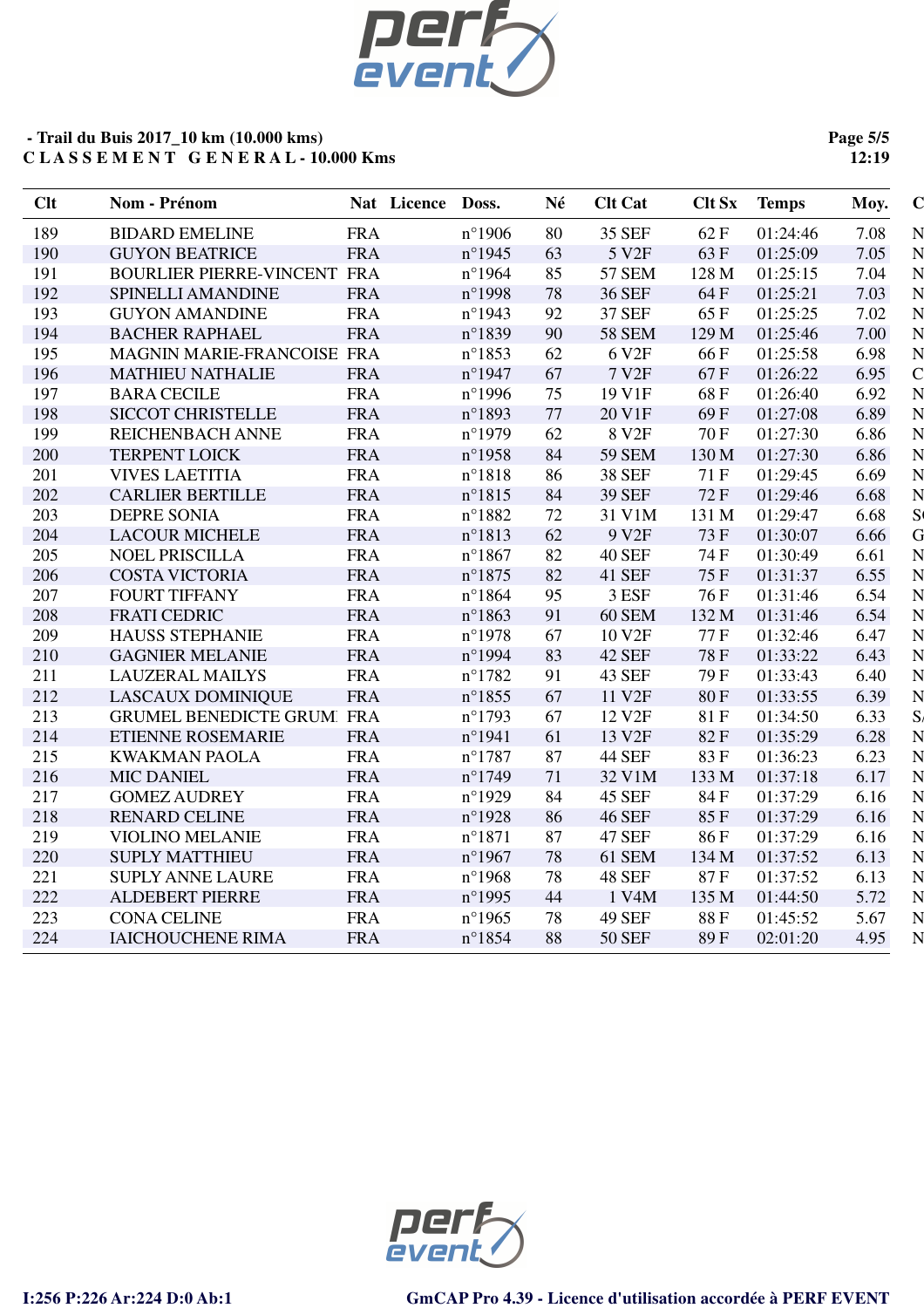**- Trail du Buis 2017_10 km (10.000 kms)**
**C L A S S E M E N T   G E N E R A L - 10.000 Kms**

| Clt | Nom - Prénom | Nat | Licence | Doss. | Né | Clt Cat | Clt Sx | Temps | Moy. | C |
|---|---|---|---|---|---|---|---|---|---|---|
| 189 | BIDARD EMELINE | FRA | | n°1906 | 80 | 35 SEF | 62 F | 01:24:46 | 7.08 | N |
| 190 | GUYON BEATRICE | FRA | | n°1945 | 63 | 5 V2F | 63 F | 01:25:09 | 7.05 | N |
| 191 | BOURLIER PIERRE-VINCENT | FRA | | n°1964 | 85 | 57 SEM | 128 M | 01:25:15 | 7.04 | N |
| 192 | SPINELLI AMANDINE | FRA | | n°1998 | 78 | 36 SEF | 64 F | 01:25:21 | 7.03 | N |
| 193 | GUYON AMANDINE | FRA | | n°1943 | 92 | 37 SEF | 65 F | 01:25:25 | 7.02 | N |
| 194 | BACHER RAPHAEL | FRA | | n°1839 | 90 | 58 SEM | 129 M | 01:25:46 | 7.00 | N |
| 195 | MAGNIN MARIE-FRANCOISE | FRA | | n°1853 | 62 | 6 V2F | 66 F | 01:25:58 | 6.98 | N |
| 196 | MATHIEU NATHALIE | FRA | | n°1947 | 67 | 7 V2F | 67 F | 01:26:22 | 6.95 | C |
| 197 | BARA CECILE | FRA | | n°1996 | 75 | 19 V1F | 68 F | 01:26:40 | 6.92 | N |
| 198 | SICCOT CHRISTELLE | FRA | | n°1893 | 77 | 20 V1F | 69 F | 01:27:08 | 6.89 | N |
| 199 | REICHENBACH ANNE | FRA | | n°1979 | 62 | 8 V2F | 70 F | 01:27:30 | 6.86 | N |
| 200 | TERPENT LOICK | FRA | | n°1958 | 84 | 59 SEM | 130 M | 01:27:30 | 6.86 | N |
| 201 | VIVES LAETITIA | FRA | | n°1818 | 86 | 38 SEF | 71 F | 01:29:45 | 6.69 | N |
| 202 | CARLIER BERTILLE | FRA | | n°1815 | 84 | 39 SEF | 72 F | 01:29:46 | 6.68 | N |
| 203 | DEPRE SONIA | FRA | | n°1882 | 72 | 31 V1M | 131 M | 01:29:47 | 6.68 | S |
| 204 | LACOUR MICHELE | FRA | | n°1813 | 62 | 9 V2F | 73 F | 01:30:07 | 6.66 | G |
| 205 | NOEL PRISCILLA | FRA | | n°1867 | 82 | 40 SEF | 74 F | 01:30:49 | 6.61 | N |
| 206 | COSTA VICTORIA | FRA | | n°1875 | 82 | 41 SEF | 75 F | 01:31:37 | 6.55 | N |
| 207 | FOURT TIFFANY | FRA | | n°1864 | 95 | 3 ESF | 76 F | 01:31:46 | 6.54 | N |
| 208 | FRATI CEDRIC | FRA | | n°1863 | 91 | 60 SEM | 132 M | 01:31:46 | 6.54 | N |
| 209 | HAUSS STEPHANIE | FRA | | n°1978 | 67 | 10 V2F | 77 F | 01:32:46 | 6.47 | N |
| 210 | GAGNIER MELANIE | FRA | | n°1994 | 83 | 42 SEF | 78 F | 01:33:22 | 6.43 | N |
| 211 | LAUZERAL MAILYS | FRA | | n°1782 | 91 | 43 SEF | 79 F | 01:33:43 | 6.40 | N |
| 212 | LASCAUX DOMINIQUE | FRA | | n°1855 | 67 | 11 V2F | 80 F | 01:33:55 | 6.39 | N |
| 213 | GRUMEL BENEDICTE GRUM | FRA | | n°1793 | 67 | 12 V2F | 81 F | 01:34:50 | 6.33 | S |
| 214 | ETIENNE ROSEMARIE | FRA | | n°1941 | 61 | 13 V2F | 82 F | 01:35:29 | 6.28 | N |
| 215 | KWAKMAN PAOLA | FRA | | n°1787 | 87 | 44 SEF | 83 F | 01:36:23 | 6.23 | N |
| 216 | MIC DANIEL | FRA | | n°1749 | 71 | 32 V1M | 133 M | 01:37:18 | 6.17 | N |
| 217 | GOMEZ AUDREY | FRA | | n°1929 | 84 | 45 SEF | 84 F | 01:37:29 | 6.16 | N |
| 218 | RENARD CELINE | FRA | | n°1928 | 86 | 46 SEF | 85 F | 01:37:29 | 6.16 | N |
| 219 | VIOLINO MELANIE | FRA | | n°1871 | 87 | 47 SEF | 86 F | 01:37:29 | 6.16 | N |
| 220 | SUPLY MATTHIEU | FRA | | n°1967 | 78 | 61 SEM | 134 M | 01:37:52 | 6.13 | N |
| 221 | SUPLY ANNE LAURE | FRA | | n°1968 | 78 | 48 SEF | 87 F | 01:37:52 | 6.13 | N |
| 222 | ALDEBERT PIERRE | FRA | | n°1995 | 44 | 1 V4M | 135 M | 01:44:50 | 5.72 | N |
| 223 | CONA CELINE | FRA | | n°1965 | 78 | 49 SEF | 88 F | 01:45:52 | 5.67 | N |
| 224 | IAICHOUCHENE RIMA | FRA | | n°1854 | 88 | 50 SEF | 89 F | 02:01:20 | 4.95 | N |

I:256 P:226 Ar:224 D:0 Ab:1

GmCAP Pro 4.39 - Licence d'utilisation accordée à PERF EVENT